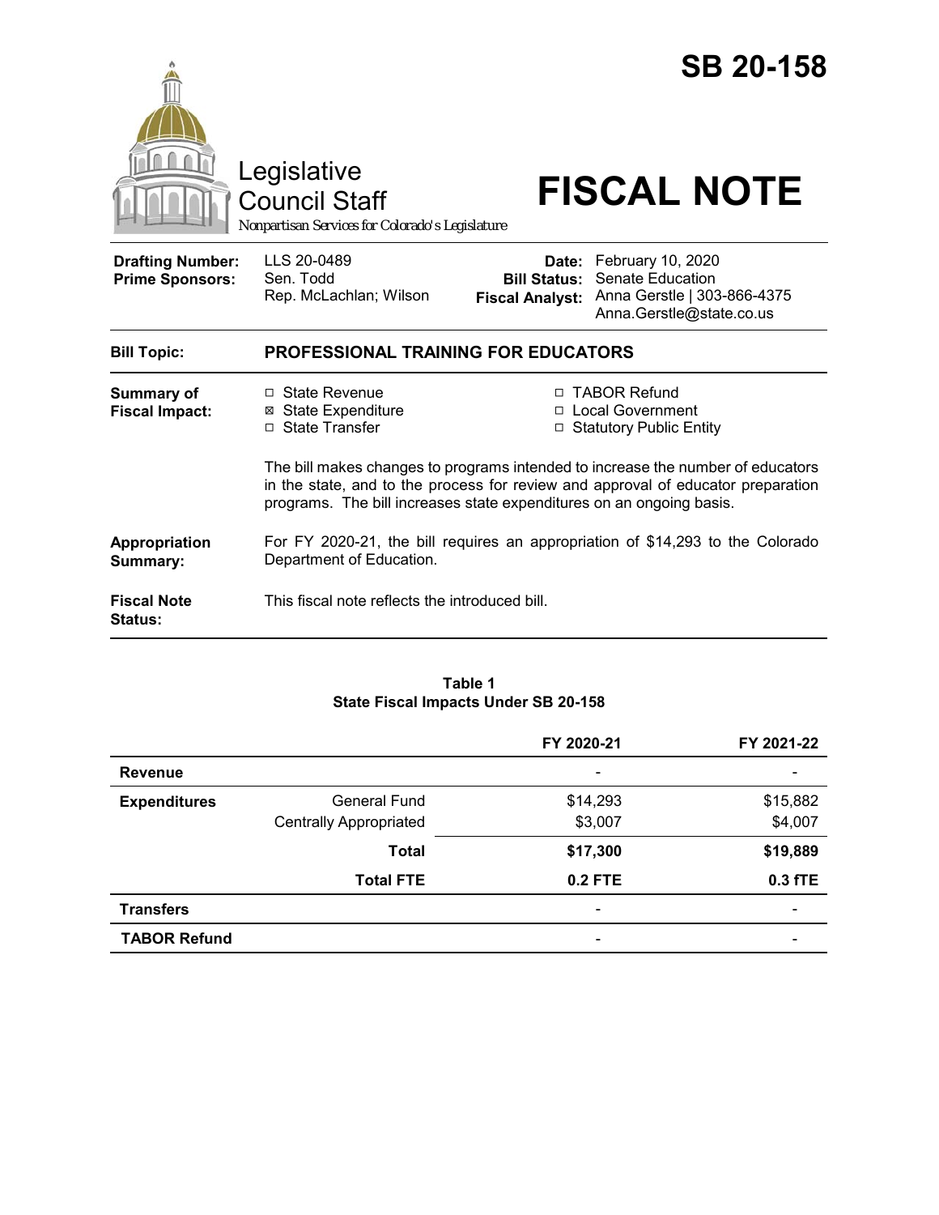# SB 20-158

**Legislative Council Staff**
*Nonpartisan Services for Colorado's Legislature*

# FISCAL NOTE

| | | | |
|---|---|---|---|
| **Drafting Number:** | LLS 20-0489 | **Date:** | February 10, 2020 |
| **Prime Sponsors:** | Sen. Todd<br>Rep. McLachlan; Wilson | **Bill Status:** | Senate Education |
| | | **Fiscal Analyst:** | Anna Gerstle \| 303-866-4375<br>Anna.Gerstle@state.co.us |

**Bill Topic:** **PROFESSIONAL TRAINING FOR EDUCATORS**

**Summary of Fiscal Impact:**

- ☐ State Revenue
- ☒ State Expenditure
- ☐ State Transfer
- ☐ TABOR Refund
- ☐ Local Government
- ☐ Statutory Public Entity

The bill makes changes to programs intended to increase the number of educators in the state, and to the process for review and approval of educator preparation programs. The bill increases state expenditures on an ongoing basis.

**Appropriation Summary:** For FY 2020-21, the bill requires an appropriation of $14,293 to the Colorado Department of Education.

**Fiscal Note Status:** This fiscal note reflects the introduced bill.

**Table 1**
**State Fiscal Impacts Under SB 20-158**

| | | FY 2020-21 | FY 2021-22 |
|---|---|---|---|
| **Revenue** | | - | - |
| **Expenditures** | General Fund | $14,293 | $15,882 |
| | Centrally Appropriated | $3,007 | $4,007 |
| | **Total** | **$17,300** | **$19,889** |
| | **Total FTE** | **0.2 FTE** | **0.3 fTE** |
| **Transfers** | | - | - |
| **TABOR Refund** | | - | - |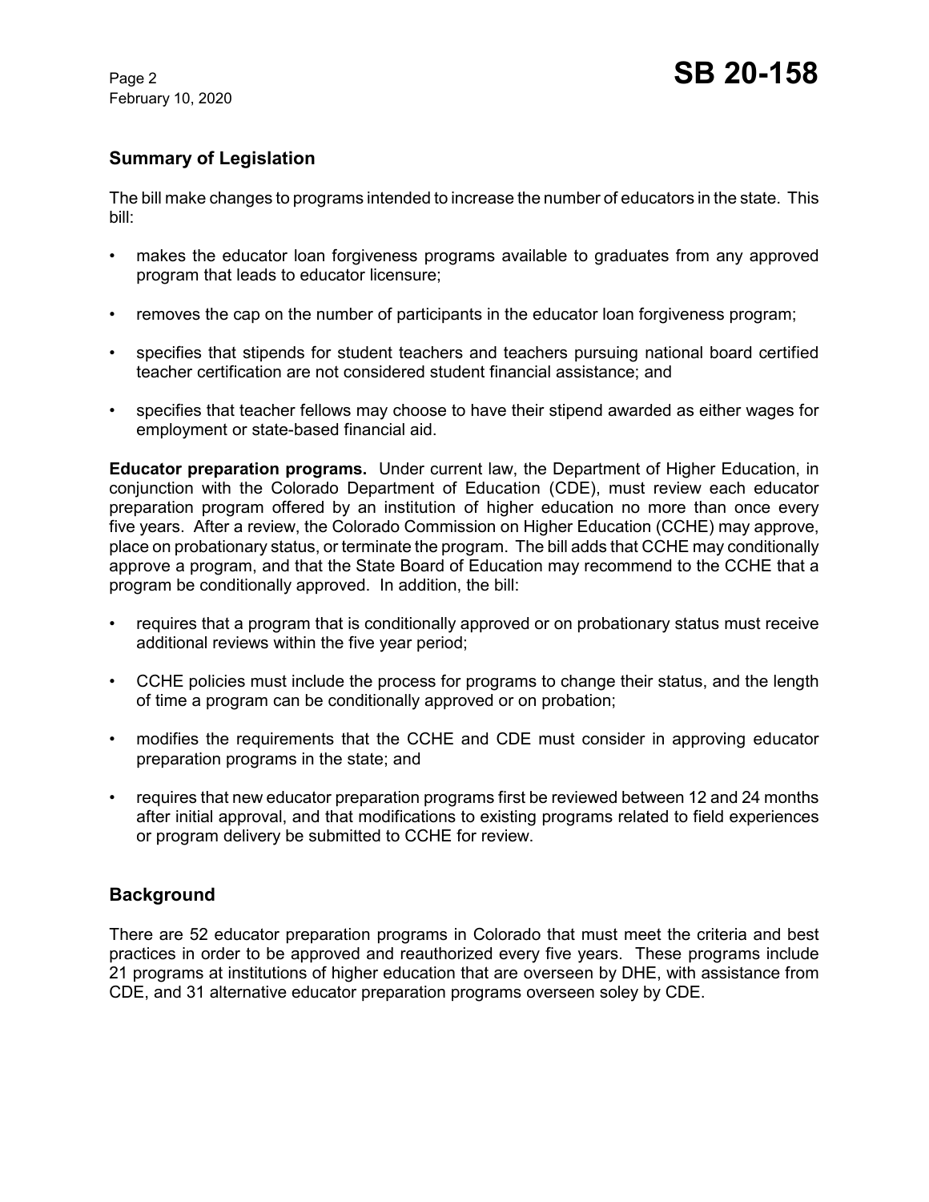## Summary of Legislation

The bill make changes to programs intended to increase the number of educators in the state. This bill:

- makes the educator loan forgiveness programs available to graduates from any approved program that leads to educator licensure;
- removes the cap on the number of participants in the educator loan forgiveness program;
- specifies that stipends for student teachers and teachers pursuing national board certified teacher certification are not considered student financial assistance; and
- specifies that teacher fellows may choose to have their stipend awarded as either wages for employment or state-based financial aid.

**Educator preparation programs.** Under current law, the Department of Higher Education, in conjunction with the Colorado Department of Education (CDE), must review each educator preparation program offered by an institution of higher education no more than once every five years. After a review, the Colorado Commission on Higher Education (CCHE) may approve, place on probationary status, or terminate the program. The bill adds that CCHE may conditionally approve a program, and that the State Board of Education may recommend to the CCHE that a program be conditionally approved. In addition, the bill:

- requires that a program that is conditionally approved or on probationary status must receive additional reviews within the five year period;
- CCHE policies must include the process for programs to change their status, and the length of time a program can be conditionally approved or on probation;
- modifies the requirements that the CCHE and CDE must consider in approving educator preparation programs in the state; and
- requires that new educator preparation programs first be reviewed between 12 and 24 months after initial approval, and that modifications to existing programs related to field experiences or program delivery be submitted to CCHE for review.

## Background

There are 52 educator preparation programs in Colorado that must meet the criteria and best practices in order to be approved and reauthorized every five years. These programs include 21 programs at institutions of higher education that are overseen by DHE, with assistance from CDE, and 31 alternative educator preparation programs overseen soley by CDE.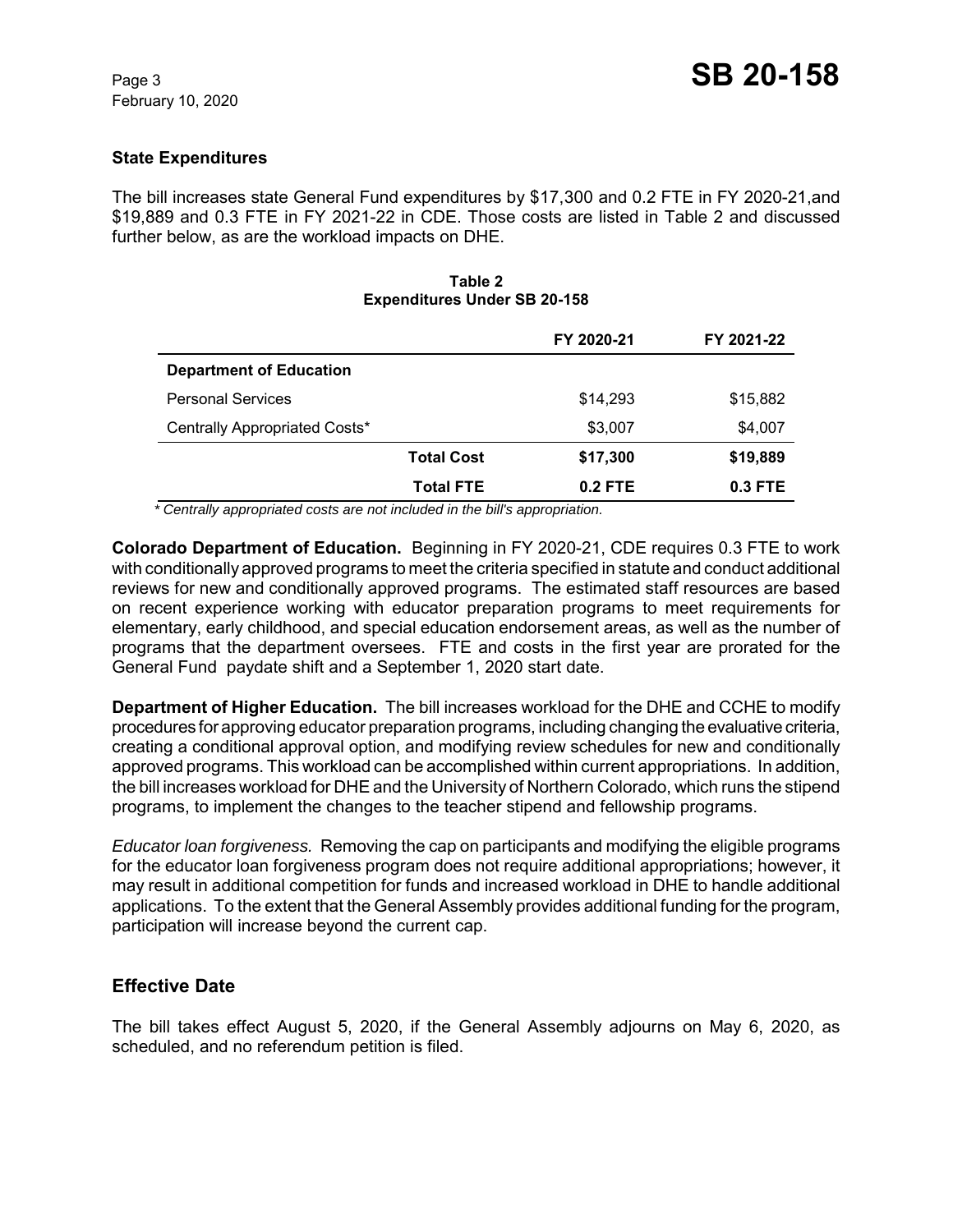## State Expenditures

The bill increases state General Fund expenditures by $17,300 and 0.2 FTE in FY 2020-21,and $19,889 and 0.3 FTE in FY 2021-22 in CDE. Those costs are listed in Table 2 and discussed further below, as are the workload impacts on DHE.

**Table 2**
**Expenditures Under SB 20-158**

| | | FY 2020-21 | FY 2021-22 |
|---|---|---|---|
| **Department of Education** | | | |
| Personal Services | | $14,293 | $15,882 |
| Centrally Appropriated Costs* | | $3,007 | $4,007 |
| | **Total Cost** | **$17,300** | **$19,889** |
| | **Total FTE** | **0.2 FTE** | **0.3 FTE** |

*\* Centrally appropriated costs are not included in the bill's appropriation.*

**Colorado Department of Education.** Beginning in FY 2020-21, CDE requires 0.3 FTE to work with conditionally approved programs to meet the criteria specified in statute and conduct additional reviews for new and conditionally approved programs. The estimated staff resources are based on recent experience working with educator preparation programs to meet requirements for elementary, early childhood, and special education endorsement areas, as well as the number of programs that the department oversees. FTE and costs in the first year are prorated for the General Fund paydate shift and a September 1, 2020 start date.

**Department of Higher Education.** The bill increases workload for the DHE and CCHE to modify procedures for approving educator preparation programs, including changing the evaluative criteria, creating a conditional approval option, and modifying review schedules for new and conditionally approved programs. This workload can be accomplished within current appropriations. In addition, the bill increases workload for DHE and the University of Northern Colorado, which runs the stipend programs, to implement the changes to the teacher stipend and fellowship programs.

*Educator loan forgiveness.* Removing the cap on participants and modifying the eligible programs for the educator loan forgiveness program does not require additional appropriations; however, it may result in additional competition for funds and increased workload in DHE to handle additional applications. To the extent that the General Assembly provides additional funding for the program, participation will increase beyond the current cap.

## Effective Date

The bill takes effect August 5, 2020, if the General Assembly adjourns on May 6, 2020, as scheduled, and no referendum petition is filed.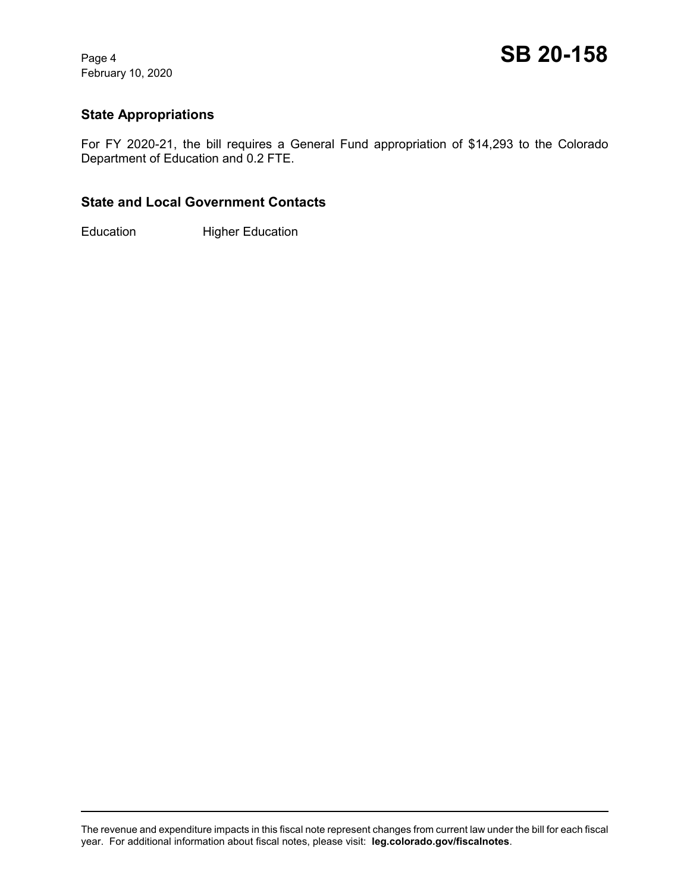## State Appropriations

For FY 2020-21, the bill requires a General Fund appropriation of $14,293 to the Colorado Department of Education and 0.2 FTE.

## State and Local Government Contacts

Education Higher Education

The revenue and expenditure impacts in this fiscal note represent changes from current law under the bill for each fiscal year. For additional information about fiscal notes, please visit: **leg.colorado.gov/fiscalnotes**.